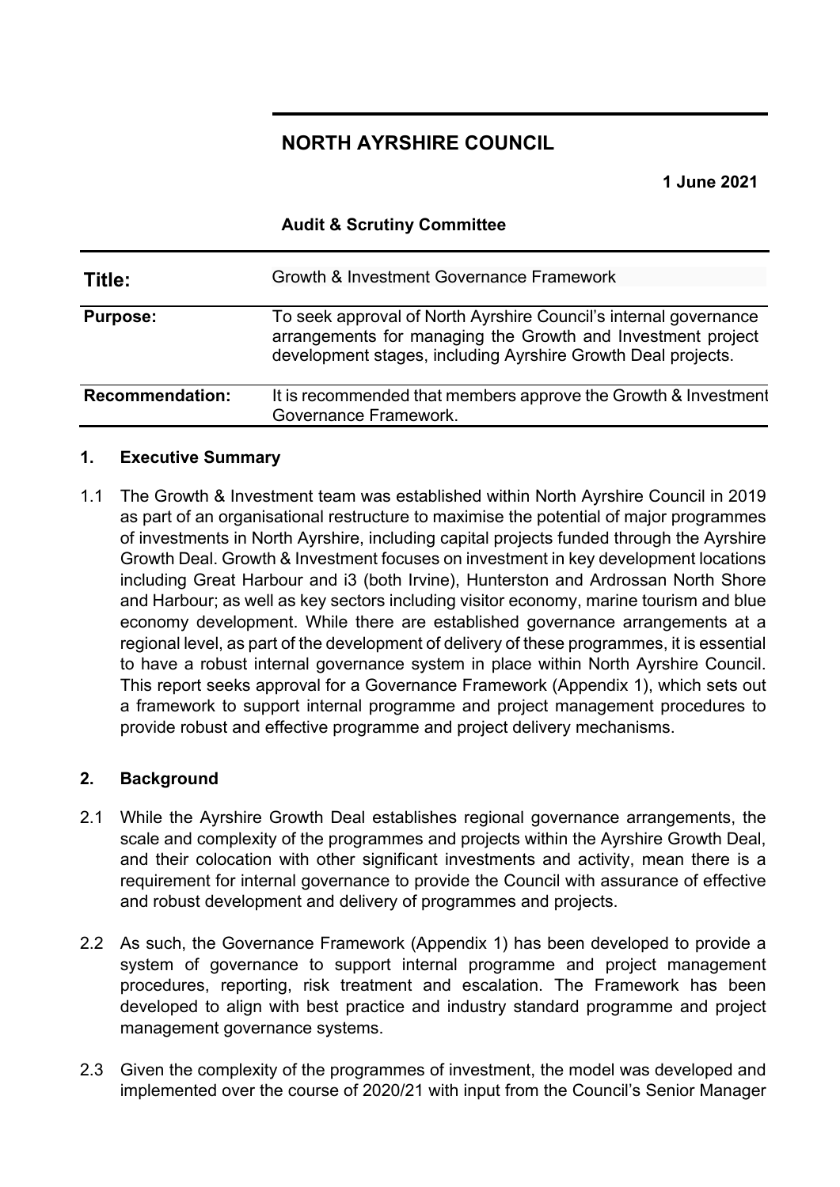# NORTH AYRSHIRE COUNCIL

**1 June 2021**

**Audit & Scrutiny Committee**

| | |
|---|---|
| **Title:** | Growth & Investment Governance Framework |
| **Purpose:** | To seek approval of North Ayrshire Council's internal governance arrangements for managing the Growth and Investment project development stages, including Ayrshire Growth Deal projects. |
| **Recommendation:** | It is recommended that members approve the Growth & Investment Governance Framework. |

## 1. Executive Summary

1.1 The Growth & Investment team was established within North Ayrshire Council in 2019 as part of an organisational restructure to maximise the potential of major programmes of investments in North Ayrshire, including capital projects funded through the Ayrshire Growth Deal. Growth & Investment focuses on investment in key development locations including Great Harbour and i3 (both Irvine), Hunterston and Ardrossan North Shore and Harbour; as well as key sectors including visitor economy, marine tourism and blue economy development. While there are established governance arrangements at a regional level, as part of the development of delivery of these programmes, it is essential to have a robust internal governance system in place within North Ayrshire Council. This report seeks approval for a Governance Framework (Appendix 1), which sets out a framework to support internal programme and project management procedures to provide robust and effective programme and project delivery mechanisms.

## 2. Background

2.1 While the Ayrshire Growth Deal establishes regional governance arrangements, the scale and complexity of the programmes and projects within the Ayrshire Growth Deal, and their colocation with other significant investments and activity, mean there is a requirement for internal governance to provide the Council with assurance of effective and robust development and delivery of programmes and projects.

2.2 As such, the Governance Framework (Appendix 1) has been developed to provide a system of governance to support internal programme and project management procedures, reporting, risk treatment and escalation. The Framework has been developed to align with best practice and industry standard programme and project management governance systems.

2.3 Given the complexity of the programmes of investment, the model was developed and implemented over the course of 2020/21 with input from the Council's Senior Manager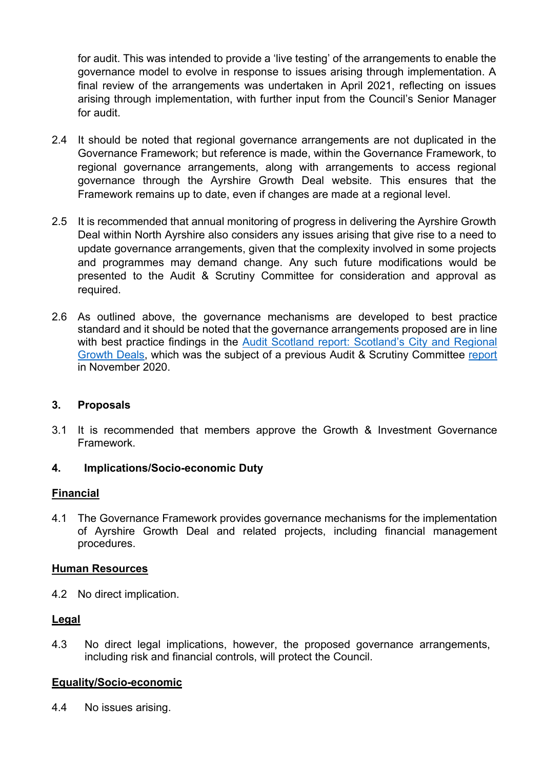for audit. This was intended to provide a 'live testing' of the arrangements to enable the governance model to evolve in response to issues arising through implementation. A final review of the arrangements was undertaken in April 2021, reflecting on issues arising through implementation, with further input from the Council's Senior Manager for audit.

2.4 It should be noted that regional governance arrangements are not duplicated in the Governance Framework; but reference is made, within the Governance Framework, to regional governance arrangements, along with arrangements to access regional governance through the Ayrshire Growth Deal website. This ensures that the Framework remains up to date, even if changes are made at a regional level.

2.5 It is recommended that annual monitoring of progress in delivering the Ayrshire Growth Deal within North Ayrshire also considers any issues arising that give rise to a need to update governance arrangements, given that the complexity involved in some projects and programmes may demand change. Any such future modifications would be presented to the Audit & Scrutiny Committee for consideration and approval as required.

2.6 As outlined above, the governance mechanisms are developed to best practice standard and it should be noted that the governance arrangements proposed are in line with best practice findings in the Audit Scotland report: Scotland's City and Regional Growth Deals, which was the subject of a previous Audit & Scrutiny Committee report in November 2020.

## 3. Proposals

3.1 It is recommended that members approve the Growth & Investment Governance Framework.

## 4. Implications/Socio-economic Duty

**Financial**

4.1 The Governance Framework provides governance mechanisms for the implementation of Ayrshire Growth Deal and related projects, including financial management procedures.

**Human Resources**

4.2 No direct implication.

**Legal**

4.3 No direct legal implications, however, the proposed governance arrangements, including risk and financial controls, will protect the Council.

**Equality/Socio-economic**

4.4 No issues arising.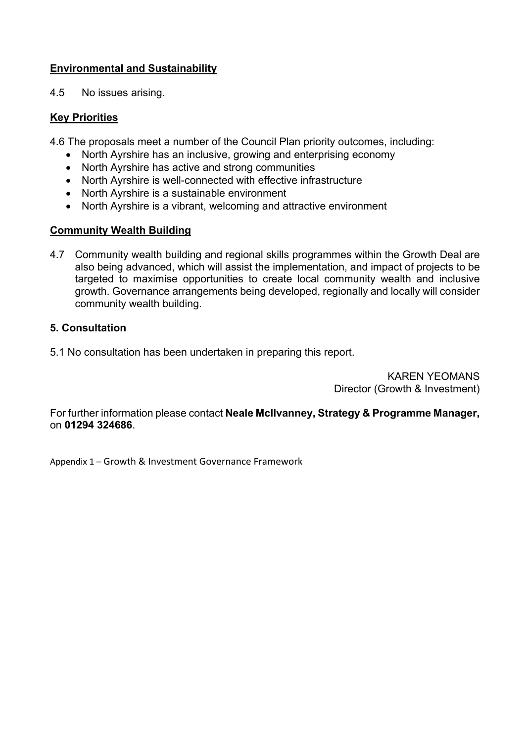**Environmental and Sustainability**

4.5 No issues arising.

**Key Priorities**

4.6 The proposals meet a number of the Council Plan priority outcomes, including:

- North Ayrshire has an inclusive, growing and enterprising economy
- North Ayrshire has active and strong communities
- North Ayrshire is well-connected with effective infrastructure
- North Ayrshire is a sustainable environment
- North Ayrshire is a vibrant, welcoming and attractive environment

**Community Wealth Building**

4.7 Community wealth building and regional skills programmes within the Growth Deal are also being advanced, which will assist the implementation, and impact of projects to be targeted to maximise opportunities to create local community wealth and inclusive growth. Governance arrangements being developed, regionally and locally will consider community wealth building.

## 5. Consultation

5.1 No consultation has been undertaken in preparing this report.

KAREN YEOMANS
Director (Growth & Investment)

For further information please contact **Neale McIlvanney, Strategy & Programme Manager,** on **01294 324686**.

Appendix 1 – Growth & Investment Governance Framework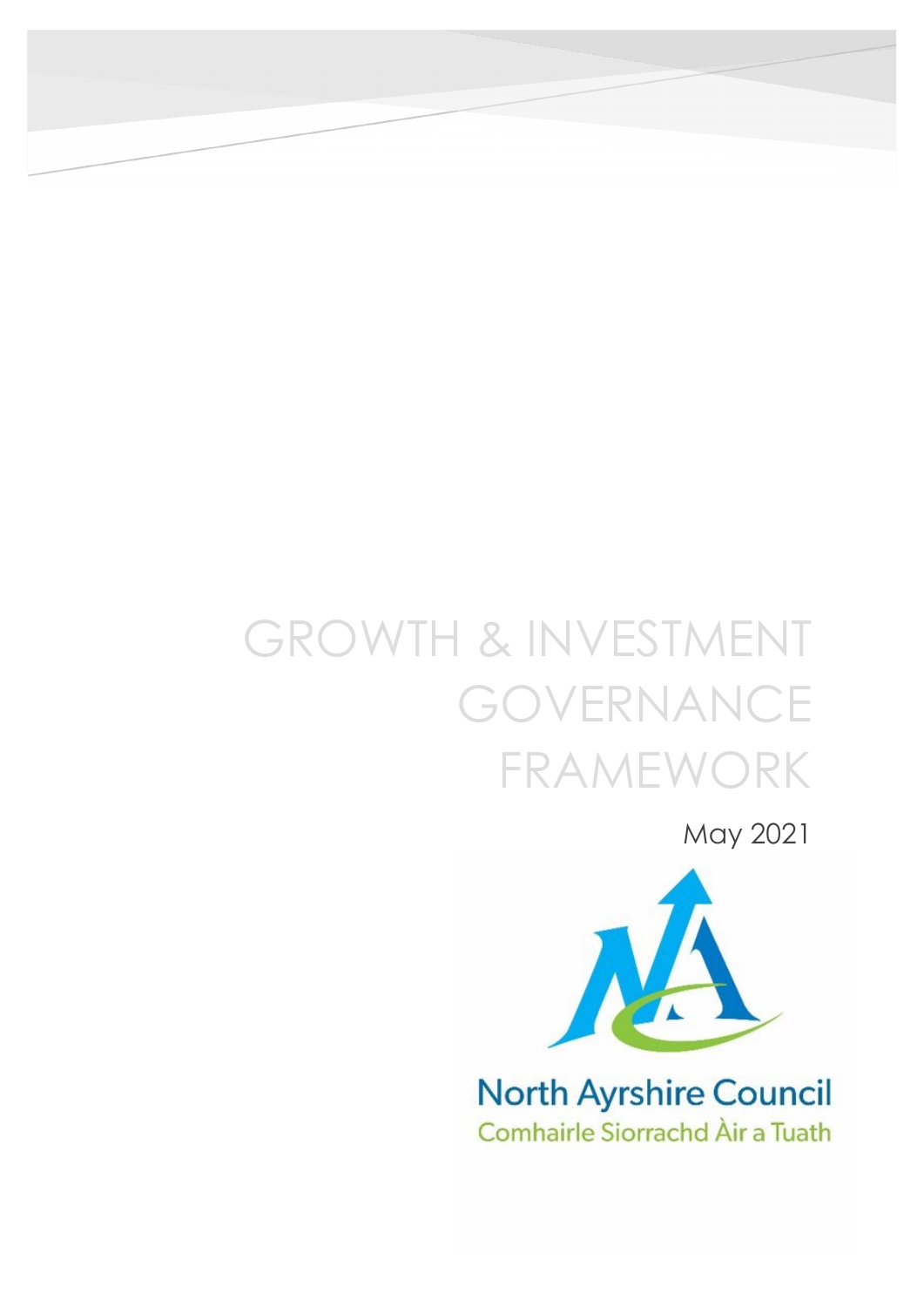# GROWTH & INVESTMENT GOVERNANCE FRAMEWORK

May 2021

North Ayrshire Council

Comhairle Siorrachd Àir a Tuath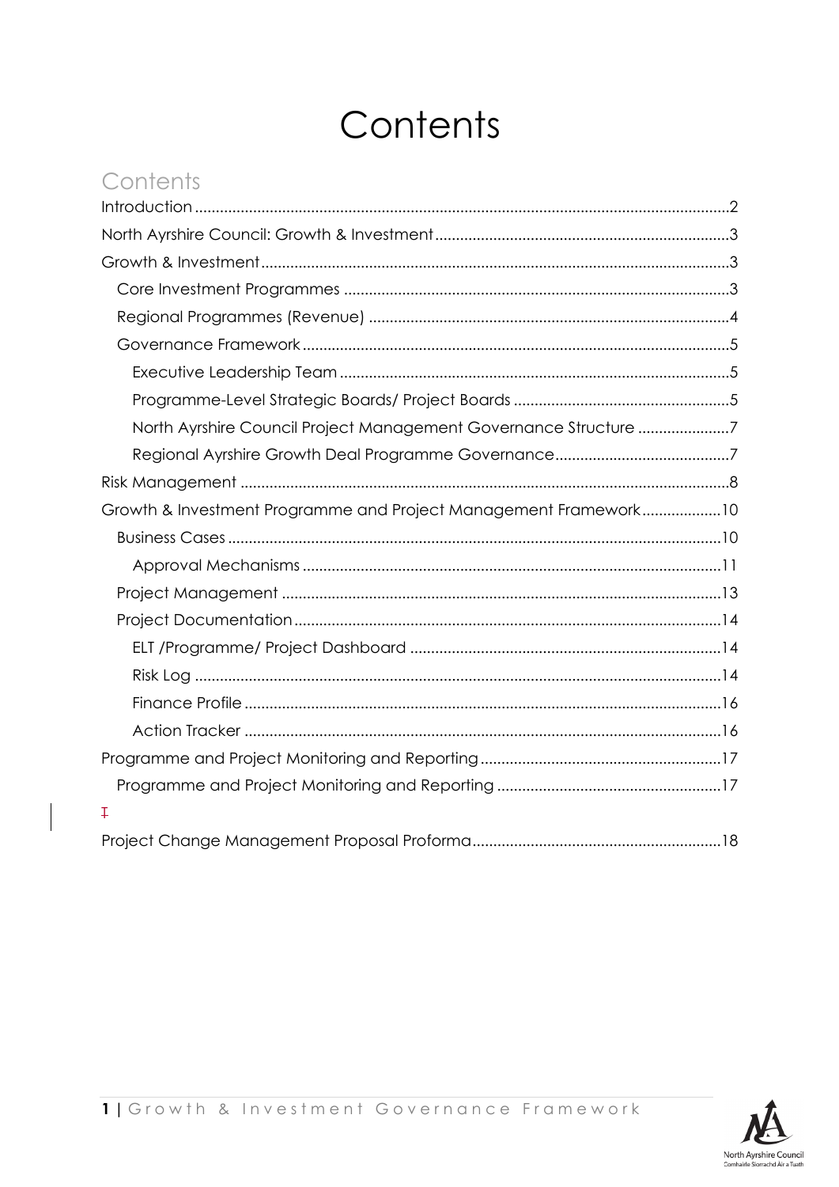# Contents

## Contents

- Introduction ..... 2
- North Ayrshire Council: Growth & Investment ..... 3
- Growth & Investment ..... 3
  - Core Investment Programmes ..... 3
  - Regional Programmes (Revenue) ..... 4
  - Governance Framework ..... 5
    - Executive Leadership Team ..... 5
    - Programme-Level Strategic Boards/ Project Boards ..... 5
    - North Ayrshire Council Project Management Governance Structure ..... 7
    - Regional Ayrshire Growth Deal Programme Governance ..... 7
- Risk Management ..... 8
- Growth & Investment Programme and Project Management Framework ..... 10
  - Business Cases ..... 10
    - Approval Mechanisms ..... 11
  - Project Management ..... 13
  - Project Documentation ..... 14
    - ELT /Programme/ Project Dashboard ..... 14
    - Risk Log ..... 14
    - Finance Profile ..... 16
    - Action Tracker ..... 16
- Programme and Project Monitoring and Reporting ..... 17
  - Programme and Project Monitoring and Reporting ..... 17
- Project Change Management Proposal Proforma ..... 18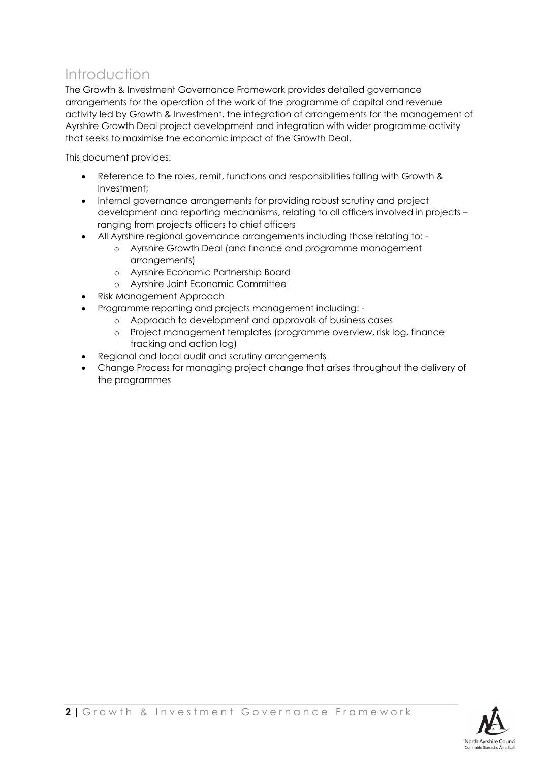# Introduction

The Growth & Investment Governance Framework provides detailed governance arrangements for the operation of the work of the programme of capital and revenue activity led by Growth & Investment, the integration of arrangements for the management of Ayrshire Growth Deal project development and integration with wider programme activity that seeks to maximise the economic impact of the Growth Deal.

This document provides:

- Reference to the roles, remit, functions and responsibilities falling with Growth & Investment;
- Internal governance arrangements for providing robust scrutiny and project development and reporting mechanisms, relating to all officers involved in projects – ranging from projects officers to chief officers
- All Ayrshire regional governance arrangements including those relating to: -
  - Ayrshire Growth Deal (and finance and programme management arrangements)
  - Ayrshire Economic Partnership Board
  - Ayrshire Joint Economic Committee
- Risk Management Approach
- Programme reporting and projects management including: -
  - Approach to development and approvals of business cases
  - Project management templates (programme overview, risk log, finance tracking and action log)
- Regional and local audit and scrutiny arrangements
- Change Process for managing project change that arises throughout the delivery of the programmes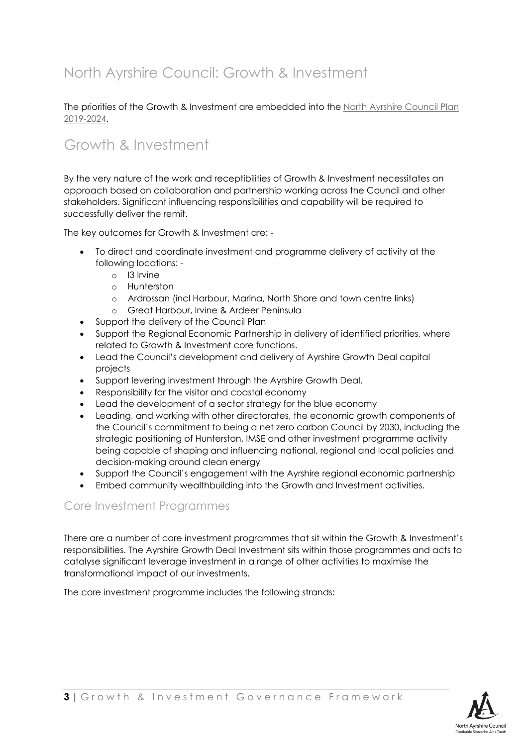# North Ayrshire Council: Growth & Investment

The priorities of the Growth & Investment are embedded into the North Ayrshire Council Plan 2019-2024.

# Growth & Investment

By the very nature of the work and receptibilities of Growth & Investment necessitates an approach based on collaboration and partnership working across the Council and other stakeholders. Significant influencing responsibilities and capability will be required to successfully deliver the remit.

The key outcomes for Growth & Investment are: -

- To direct and coordinate investment and programme delivery of activity at the following locations: -
  - I3 Irvine
  - Hunterston
  - Ardrossan (incl Harbour, Marina, North Shore and town centre links)
  - Great Harbour, Irvine & Ardeer Peninsula
- Support the delivery of the Council Plan
- Support the Regional Economic Partnership in delivery of identified priorities, where related to Growth & Investment core functions.
- Lead the Council's development and delivery of Ayrshire Growth Deal capital projects
- Support levering investment through the Ayrshire Growth Deal.
- Responsibility for the visitor and coastal economy
- Lead the development of a sector strategy for the blue economy
- Leading, and working with other directorates, the economic growth components of the Council's commitment to being a net zero carbon Council by 2030, including the strategic positioning of Hunterston, IMSE and other investment programme activity being capable of shaping and influencing national, regional and local policies and decision-making around clean energy
- Support the Council's engagement with the Ayrshire regional economic partnership
- Embed community wealthbuilding into the Growth and Investment activities.

## Core Investment Programmes

There are a number of core investment programmes that sit within the Growth & Investment's responsibilities. The Ayrshire Growth Deal Investment sits within those programmes and acts to catalyse significant leverage investment in a range of other activities to maximise the transformational impact of our investments.

The core investment programme includes the following strands: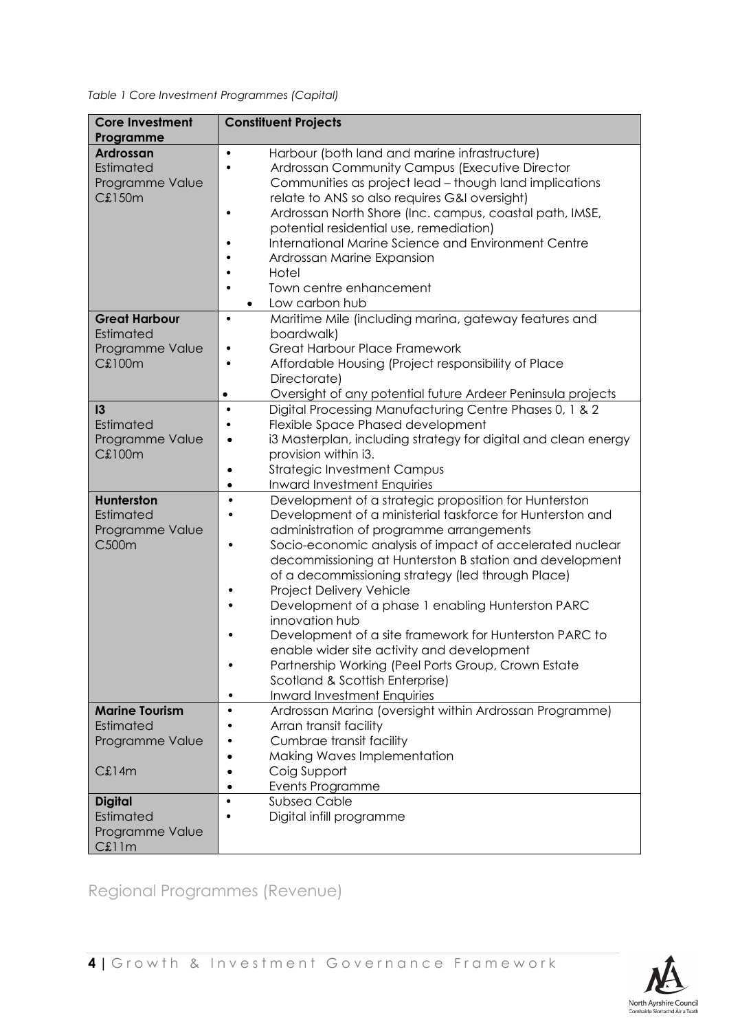*Table 1 Core Investment Programmes (Capital)*

| Core Investment Programme | Constituent Projects |
|---|---|
| **Ardrossan** Estimated Programme Value C£150m | • Harbour (both land and marine infrastructure)<br>• Ardrossan Community Campus (Executive Director Communities as project lead – though land implications relate to ANS so also requires G&I oversight)<br>• Ardrossan North Shore (Inc. campus, coastal path, IMSE, potential residential use, remediation)<br>• International Marine Science and Environment Centre<br>• Ardrossan Marine Expansion<br>• Hotel<br>• Town centre enhancement<br>• Low carbon hub |
| **Great Harbour** Estimated Programme Value C£100m | • Maritime Mile (including marina, gateway features and boardwalk)<br>• Great Harbour Place Framework<br>• Affordable Housing (Project responsibility of Place Directorate)<br>• Oversight of any potential future Ardeer Peninsula projects |
| **I3** Estimated Programme Value C£100m | • Digital Processing Manufacturing Centre Phases 0, 1 & 2<br>• Flexible Space Phased development<br>• i3 Masterplan, including strategy for digital and clean energy provision within i3.<br>• Strategic Investment Campus<br>• Inward Investment Enquiries |
| **Hunterston** Estimated Programme Value C500m | • Development of a strategic proposition for Hunterston<br>• Development of a ministerial taskforce for Hunterston and administration of programme arrangements<br>• Socio-economic analysis of impact of accelerated nuclear decommissioning at Hunterston B station and development of a decommissioning strategy (led through Place)<br>• Project Delivery Vehicle<br>• Development of a phase 1 enabling Hunterston PARC innovation hub<br>• Development of a site framework for Hunterston PARC to enable wider site activity and development<br>• Partnership Working (Peel Ports Group, Crown Estate Scotland & Scottish Enterprise)<br>• Inward Investment Enquiries |
| **Marine Tourism** Estimated Programme Value C£14m | • Ardrossan Marina (oversight within Ardrossan Programme)<br>• Arran transit facility<br>• Cumbrae transit facility<br>• Making Waves Implementation<br>• Coig Support<br>• Events Programme |
| **Digital** Estimated Programme Value C£11m | • Subsea Cable<br>• Digital infill programme |

## Regional Programmes (Revenue)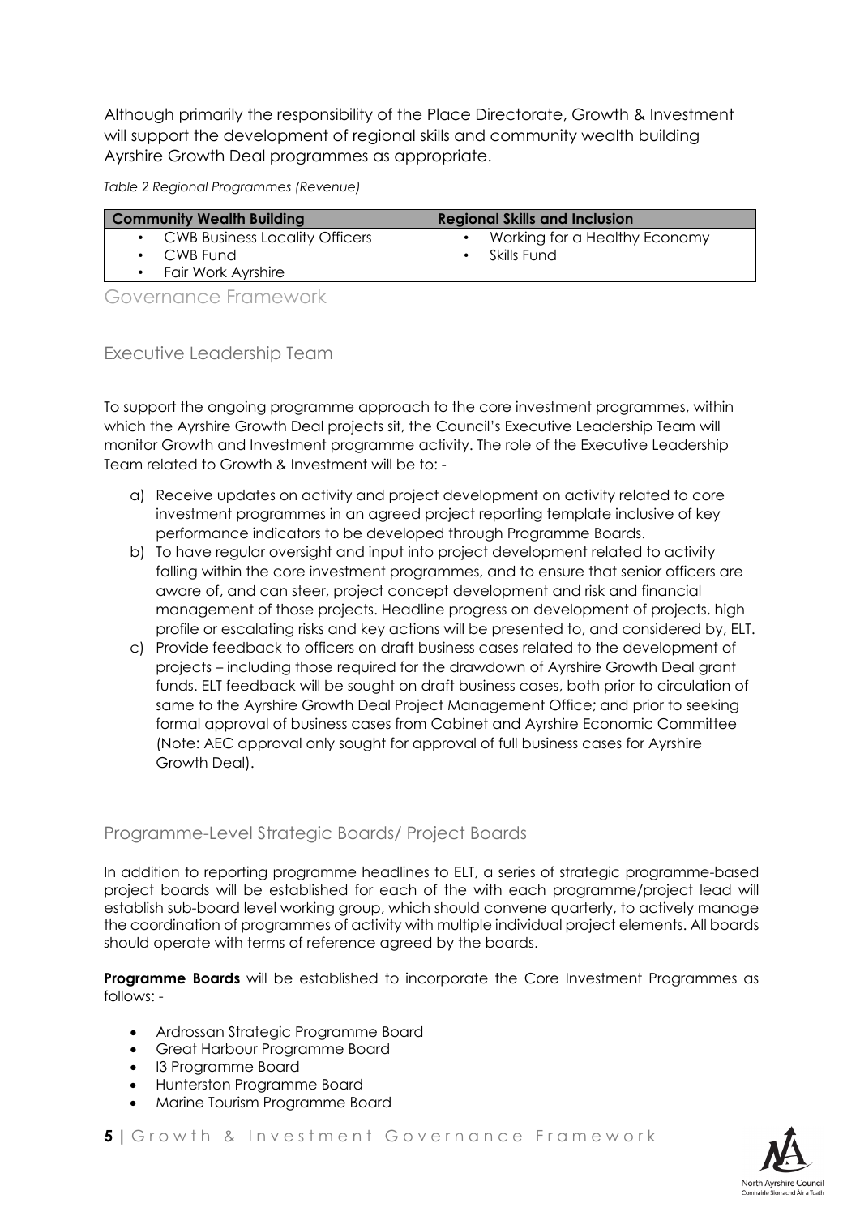Although primarily the responsibility of the Place Directorate, Growth & Investment will support the development of regional skills and community wealth building Ayrshire Growth Deal programmes as appropriate.

*Table 2 Regional Programmes (Revenue)*

| Community Wealth Building | Regional Skills and Inclusion |
|---|---|
| • CWB Business Locality Officers<br>• CWB Fund<br>• Fair Work Ayrshire | • Working for a Healthy Economy<br>• Skills Fund |

## Governance Framework

### Executive Leadership Team

To support the ongoing programme approach to the core investment programmes, within which the Ayrshire Growth Deal projects sit, the Council's Executive Leadership Team will monitor Growth and Investment programme activity. The role of the Executive Leadership Team related to Growth & Investment will be to: -

a) Receive updates on activity and project development on activity related to core investment programmes in an agreed project reporting template inclusive of key performance indicators to be developed through Programme Boards.
b) To have regular oversight and input into project development related to activity falling within the core investment programmes, and to ensure that senior officers are aware of, and can steer, project concept development and risk and financial management of those projects. Headline progress on development of projects, high profile or escalating risks and key actions will be presented to, and considered by, ELT.
c) Provide feedback to officers on draft business cases related to the development of projects – including those required for the drawdown of Ayrshire Growth Deal grant funds. ELT feedback will be sought on draft business cases, both prior to circulation of same to the Ayrshire Growth Deal Project Management Office; and prior to seeking formal approval of business cases from Cabinet and Ayrshire Economic Committee (Note: AEC approval only sought for approval of full business cases for Ayrshire Growth Deal).

### Programme-Level Strategic Boards/ Project Boards

In addition to reporting programme headlines to ELT, a series of strategic programme-based project boards will be established for each of the with each programme/project lead will establish sub-board level working group, which should convene quarterly, to actively manage the coordination of programmes of activity with multiple individual project elements. All boards should operate with terms of reference agreed by the boards.

**Programme Boards** will be established to incorporate the Core Investment Programmes as follows: -

- Ardrossan Strategic Programme Board
- Great Harbour Programme Board
- I3 Programme Board
- Hunterston Programme Board
- Marine Tourism Programme Board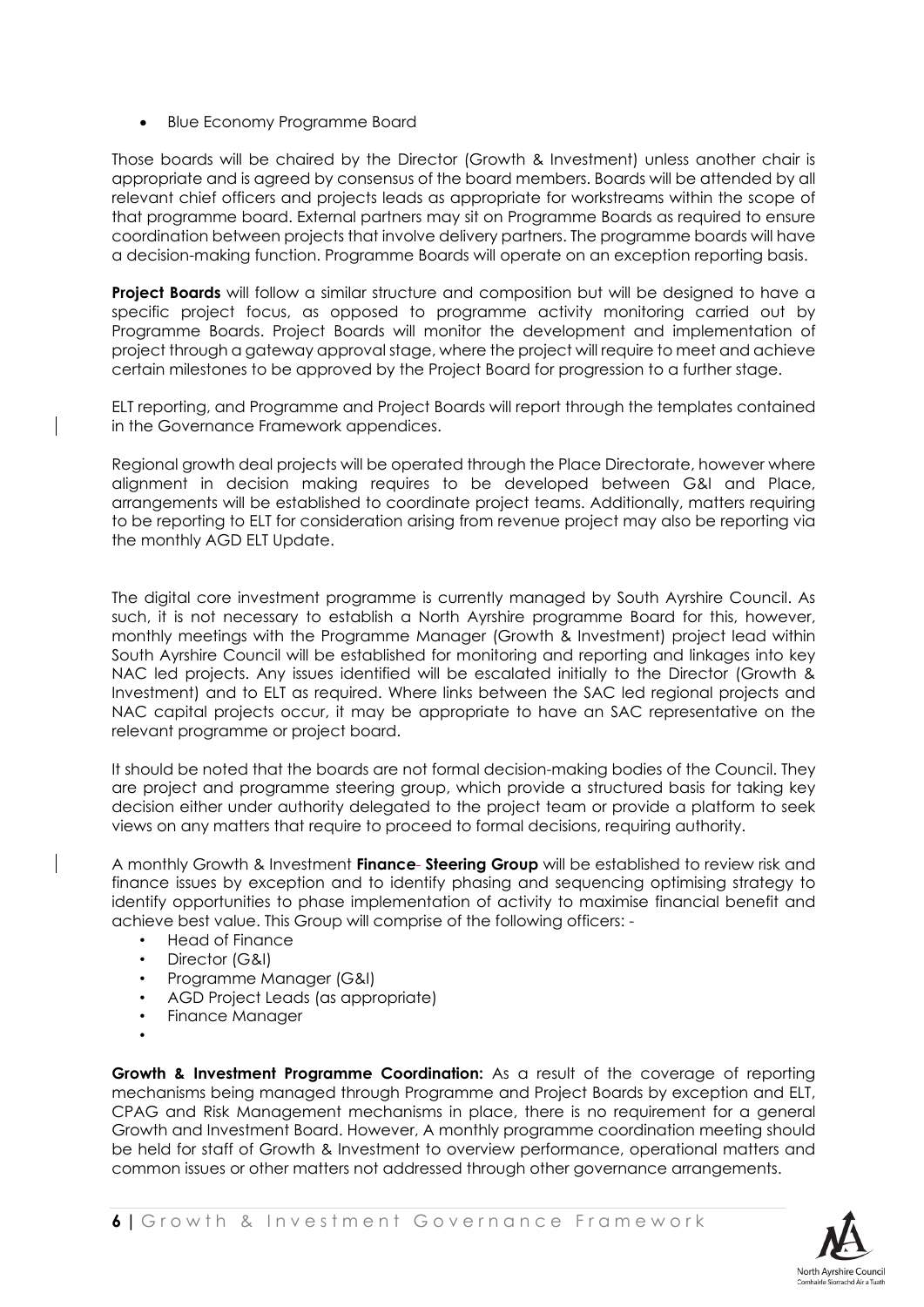- Blue Economy Programme Board

Those boards will be chaired by the Director (Growth & Investment) unless another chair is appropriate and is agreed by consensus of the board members. Boards will be attended by all relevant chief officers and projects leads as appropriate for workstreams within the scope of that programme board. External partners may sit on Programme Boards as required to ensure coordination between projects that involve delivery partners. The programme boards will have a decision-making function. Programme Boards will operate on an exception reporting basis.

**Project Boards** will follow a similar structure and composition but will be designed to have a specific project focus, as opposed to programme activity monitoring carried out by Programme Boards. Project Boards will monitor the development and implementation of project through a gateway approval stage, where the project will require to meet and achieve certain milestones to be approved by the Project Board for progression to a further stage.

ELT reporting, and Programme and Project Boards will report through the templates contained in the Governance Framework appendices.

Regional growth deal projects will be operated through the Place Directorate, however where alignment in decision making requires to be developed between G&I and Place, arrangements will be established to coordinate project teams. Additionally, matters requiring to be reporting to ELT for consideration arising from revenue project may also be reporting via the monthly AGD ELT Update.

The digital core investment programme is currently managed by South Ayrshire Council. As such, it is not necessary to establish a North Ayrshire programme Board for this, however, monthly meetings with the Programme Manager (Growth & Investment) project lead within South Ayrshire Council will be established for monitoring and reporting and linkages into key NAC led projects. Any issues identified will be escalated initially to the Director (Growth & Investment) and to ELT as required. Where links between the SAC led regional projects and NAC capital projects occur, it may be appropriate to have an SAC representative on the relevant programme or project board.

It should be noted that the boards are not formal decision-making bodies of the Council. They are project and programme steering group, which provide a structured basis for taking key decision either under authority delegated to the project team or provide a platform to seek views on any matters that require to proceed to formal decisions, requiring authority.

A monthly Growth & Investment **Finance Steering Group** will be established to review risk and finance issues by exception and to identify phasing and sequencing optimising strategy to identify opportunities to phase implementation of activity to maximise financial benefit and achieve best value. This Group will comprise of the following officers: -

- Head of Finance
- Director (G&I)
- Programme Manager (G&I)
- AGD Project Leads (as appropriate)
- Finance Manager

**Growth & Investment Programme Coordination:** As a result of the coverage of reporting mechanisms being managed through Programme and Project Boards by exception and ELT, CPAG and Risk Management mechanisms in place, there is no requirement for a general Growth and Investment Board. However, A monthly programme coordination meeting should be held for staff of Growth & Investment to overview performance, operational matters and common issues or other matters not addressed through other governance arrangements.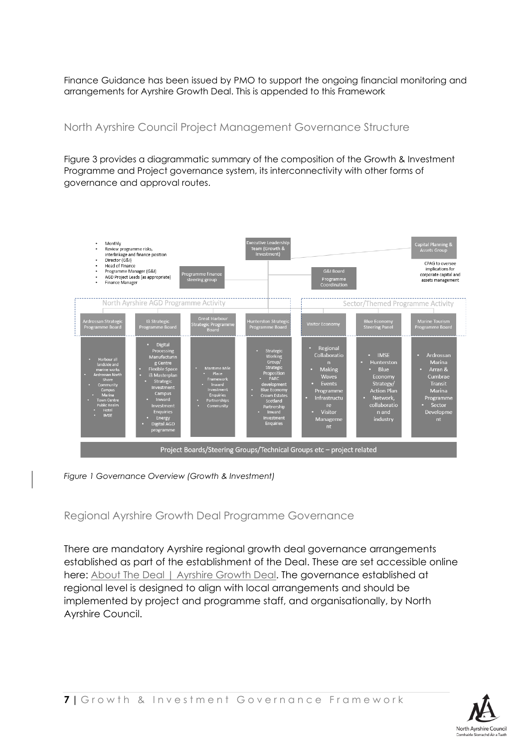Finance Guidance has been issued by PMO to support the ongoing financial monitoring and arrangements for Ayrshire Growth Deal. This is appended to this Framework

## North Ayrshire Council Project Management Governance Structure

Figure 3 provides a diagrammatic summary of the composition of the Growth & Investment Programme and Project governance system, its interconnectivity with other forms of governance and approval routes.

- Monthly
- Review programme risks, interlinkage and finance position
- Director (G&I)
- Head of Finance
- Programme Manager (G&I)
- AGD Project Leads (as appropriate)
- Finance Manager

Programme finance steering group

Executive Leadership Team (Growth & Investment)

G&I Board

Programme Coordination

Capital Planning & Assets Group

CPAG to oversee implications for corporate capital and assets management

North Ayrshire AGD Programme Activity

Sector/Themed Programme Activity

| Ardrossan Strategic Programme Board | I3 Strategic Programme Board | Great Harbour Strategic Programme Board | Hunterston Strategic Programme Board | Visitor Economy | Blue Economy Steering Panel | Marine Tourism Programme Board |
| --- | --- | --- | --- | --- | --- | --- |
| • Harbour all landside and marine works • Ardrossan North Shore • Community Campus • Marina • Town Centre Public Realm • Hotel • IMSE | • Digital Processing Manufacturing Centre • Flexible Space • i3 Masterplan • Strategic Investment Campus • Inward Investment Enquiries • Energy • Digital AGD programme | • Maritime Mile • Place Framework • Inward Investment Enquiries • Partnerships • Community | • Strategic Working Group/ Strategic Proposition • PARC development • Blue Economy • Crown Estates Scotland Partnership • Inward Investment Enquiries | • Regional Collaboration • Making Waves • Events Programme • Infrastructure • Visitor Management | • IMSE • Hunterston • Blue Economy Strategy/ Action Plan • Network, collaboration and industry | • Ardrossan Marina • Arran & Cumbrae Transit Marina Programme • Sector Development |

Project Boards/Steering Groups/Technical Groups etc – project related

*Figure 1 Governance Overview (Growth & Investment)*

## Regional Ayrshire Growth Deal Programme Governance

There are mandatory Ayrshire regional growth deal governance arrangements established as part of the establishment of the Deal. These are set accessible online here: About The Deal | Ayrshire Growth Deal. The governance established at regional level is designed to align with local arrangements and should be implemented by project and programme staff, and organisationally, by North Ayrshire Council.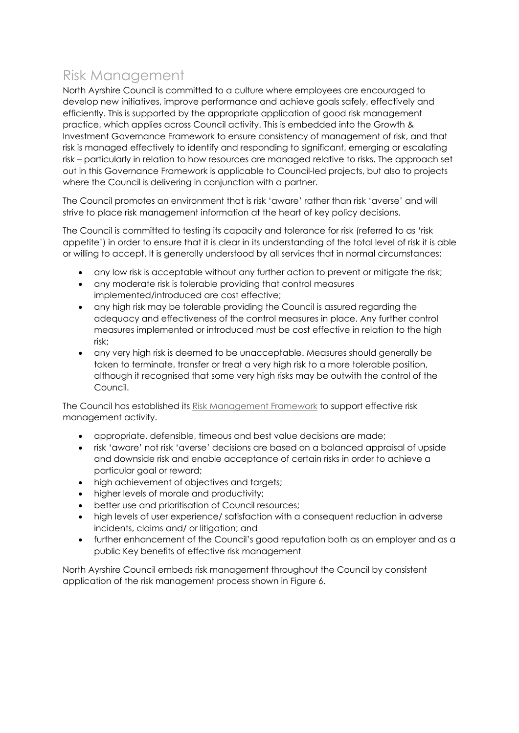# Risk Management

North Ayrshire Council is committed to a culture where employees are encouraged to develop new initiatives, improve performance and achieve goals safely, effectively and efficiently. This is supported by the appropriate application of good risk management practice, which applies across Council activity. This is embedded into the Growth & Investment Governance Framework to ensure consistency of management of risk, and that risk is managed effectively to identify and responding to significant, emerging or escalating risk – particularly in relation to how resources are managed relative to risks. The approach set out in this Governance Framework is applicable to Council-led projects, but also to projects where the Council is delivering in conjunction with a partner.

The Council promotes an environment that is risk 'aware' rather than risk 'averse' and will strive to place risk management information at the heart of key policy decisions.

The Council is committed to testing its capacity and tolerance for risk (referred to as 'risk appetite') in order to ensure that it is clear in its understanding of the total level of risk it is able or willing to accept. It is generally understood by all services that in normal circumstances:

- any low risk is acceptable without any further action to prevent or mitigate the risk;
- any moderate risk is tolerable providing that control measures implemented/introduced are cost effective;
- any high risk may be tolerable providing the Council is assured regarding the adequacy and effectiveness of the control measures in place. Any further control measures implemented or introduced must be cost effective in relation to the high risk;
- any very high risk is deemed to be unacceptable. Measures should generally be taken to terminate, transfer or treat a very high risk to a more tolerable position, although it recognised that some very high risks may be outwith the control of the Council.

The Council has established its [Risk Management Framework] to support effective risk management activity.

- appropriate, defensible, timeous and best value decisions are made;
- risk 'aware' not risk 'averse' decisions are based on a balanced appraisal of upside and downside risk and enable acceptance of certain risks in order to achieve a particular goal or reward;
- high achievement of objectives and targets;
- higher levels of morale and productivity;
- better use and prioritisation of Council resources;
- high levels of user experience/ satisfaction with a consequent reduction in adverse incidents, claims and/ or litigation; and
- further enhancement of the Council's good reputation both as an employer and as a public Key benefits of effective risk management

North Ayrshire Council embeds risk management throughout the Council by consistent application of the risk management process shown in Figure 6.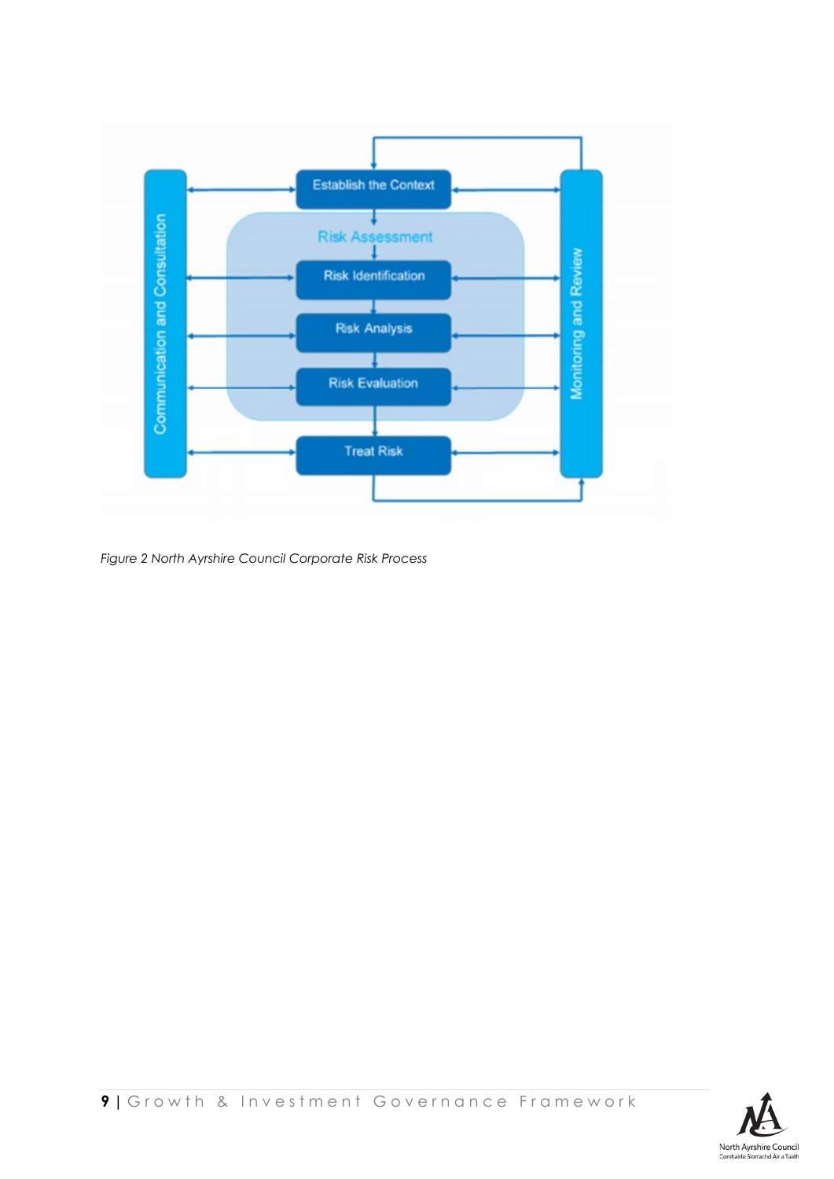Establish the Context

Risk Assessment

Risk Identification

Risk Analysis

Risk Evaluation

Treat Risk

Communication and Consultation

Monitoring and Review

*Figure 2 North Ayrshire Council Corporate Risk Process*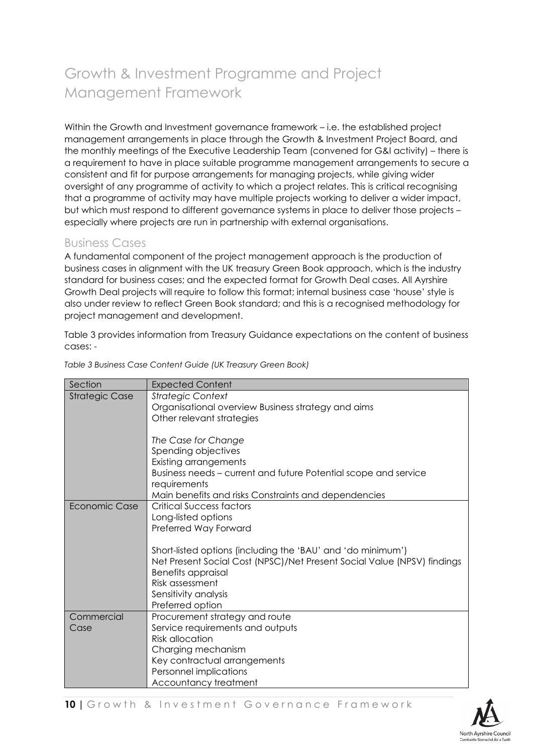# Growth & Investment Programme and Project Management Framework

Within the Growth and Investment governance framework – i.e. the established project management arrangements in place through the Growth & Investment Project Board, and the monthly meetings of the Executive Leadership Team (convened for G&I activity) – there is a requirement to have in place suitable programme management arrangements to secure a consistent and fit for purpose arrangements for managing projects, while giving wider oversight of any programme of activity to which a project relates. This is critical recognising that a programme of activity may have multiple projects working to deliver a wider impact, but which must respond to different governance systems in place to deliver those projects – especially where projects are run in partnership with external organisations.

## Business Cases

A fundamental component of the project management approach is the production of business cases in alignment with the UK treasury Green Book approach, which is the industry standard for business cases; and the expected format for Growth Deal cases. All Ayrshire Growth Deal projects will require to follow this format; internal business case 'house' style is also under review to reflect Green Book standard; and this is a recognised methodology for project management and development.

Table 3 provides information from Treasury Guidance expectations on the content of business cases: -

*Table 3 Business Case Content Guide (UK Treasury Green Book)*

| Section | Expected Content |
|---|---|
| Strategic Case | *Strategic Context*<br>Organisational overview Business strategy and aims<br>Other relevant strategies<br><br>*The Case for Change*<br>Spending objectives<br>Existing arrangements<br>Business needs – current and future Potential scope and service requirements<br>Main benefits and risks Constraints and dependencies |
| Economic Case | Critical Success factors<br>Long-listed options<br>Preferred Way Forward<br><br>Short-listed options (including the 'BAU' and 'do minimum')<br>Net Present Social Cost (NPSC)/Net Present Social Value (NPSV) findings<br>Benefits appraisal<br>Risk assessment<br>Sensitivity analysis<br>Preferred option |
| Commercial Case | Procurement strategy and route<br>Service requirements and outputs<br>Risk allocation<br>Charging mechanism<br>Key contractual arrangements<br>Personnel implications<br>Accountancy treatment |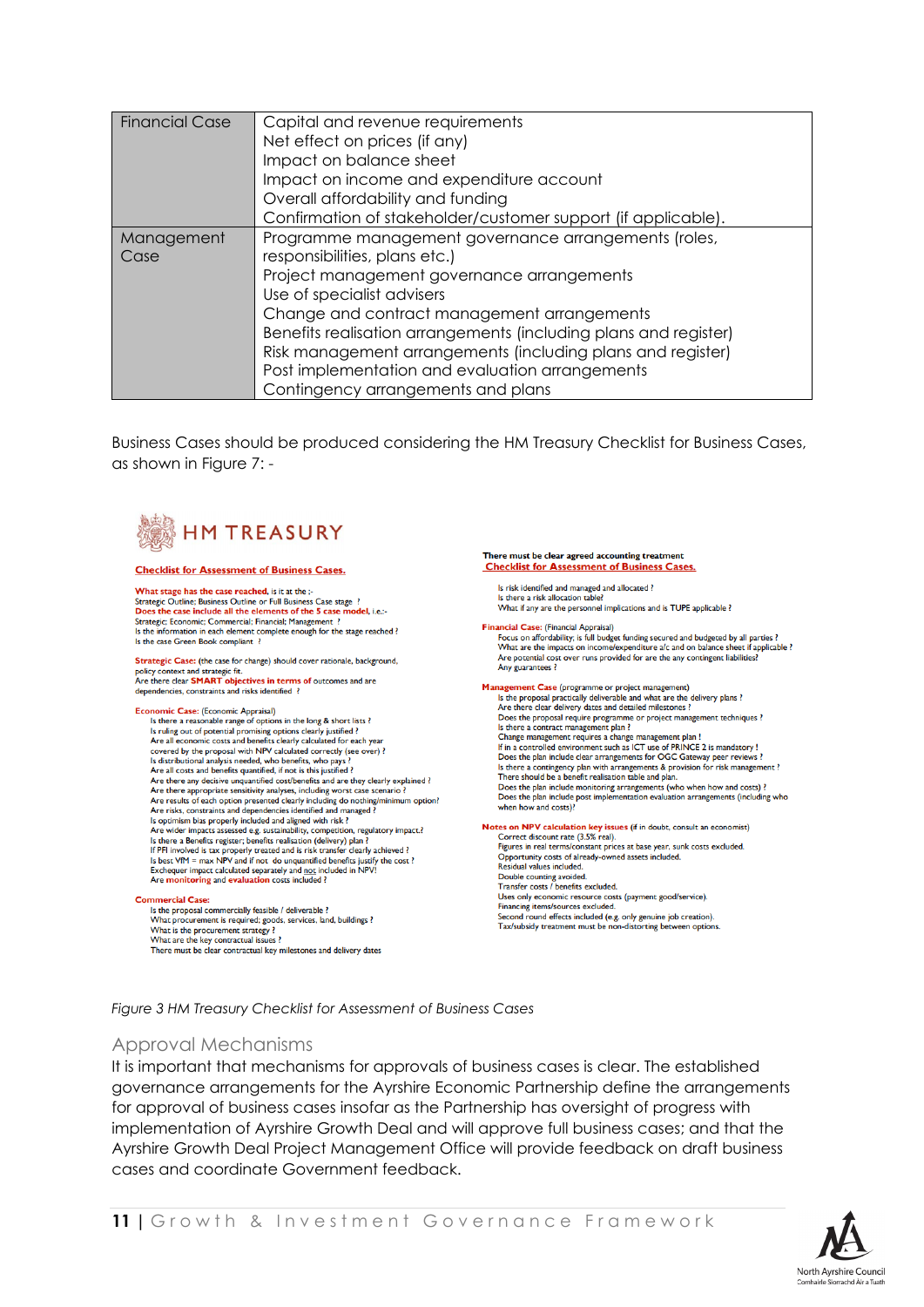| Financial Case | Capital and revenue requirements<br>Net effect on prices (if any)<br>Impact on balance sheet<br>Impact on income and expenditure account<br>Overall affordability and funding<br>Confirmation of stakeholder/customer support (if applicable). |
|---|---|
| Management Case | Programme management governance arrangements (roles, responsibilities, plans etc.)<br>Project management governance arrangements<br>Use of specialist advisers<br>Change and contract management arrangements<br>Benefits realisation arrangements (including plans and register)<br>Risk management arrangements (including plans and register)<br>Post implementation and evaluation arrangements<br>Contingency arrangements and plans |

Business Cases should be produced considering the HM Treasury Checklist for Business Cases, as shown in Figure 7: -

**HM TREASURY**

**Checklist for Assessment of Business Cases.**

**What stage has the case reached,** is it at the :-
Strategic Outline; Business Outline or Full Business Case stage ?
**Does the case include all the elements of the 5 case model,** i.e.:-
Strategic; Economic; Commercial; Financial; Management ?
Is the information in each element complete enough for the stage reached ?
Is the case Green Book compliant ?

**Strategic Case:** (the case for change) should cover rationale, background, policy context and strategic fit.
Are there clear **SMART objectives in terms of** outcomes and are dependencies, constraints and risks identified ?

**Economic Case:** (Economic Appraisal)
- Is there a reasonable range of options in the long & short lists ?
- Is ruling out of potential promising options clearly justified ?
- Are all economic costs and benefits clearly calculated for each year covered by the proposal with NPV calculated correctly (see over) ?
- Is distributional analysis needed, who benefits, who pays ?
- Are all costs and benefits quantified, if not is this justified ?
- Are there any decisive unquantified cost/benefits and are they clearly explained ?
- Are there appropriate sensitivity analyses, including worst case scenario ?
- Are results of each option presented clearly including do nothing/minimum option?
- Are risks, constraints and dependencies identified and managed ?
- Is optimism bias properly included and aligned with risk ?
- Are wider impacts assessed e.g. sustainability, competition, regulatory impact.?
- Is there a Benefits register; benefits realisation (delivery) plan ?
- If PFI involved is tax properly treated and is risk transfer clearly achieved ?
- Is best VfM = max NPV and if not do unquantified benefits justify the cost ?
- Exchequer impact calculated separately and not included in NPV!
- Are **monitoring** and **evaluation** costs included ?

**Commercial Case:**
- Is the proposal commercially feasible / deliverable ?
- What procurement is required; goods, services, land, buildings ?
- What is the procurement strategy ?
- What are the key contractual issues ?
- There must be clear contractual key milestones and delivery dates

**There must be clear agreed accounting treatment**

**Checklist for Assessment of Business Cases.**

- Is risk identified and managed and allocated ?
- Is there a risk allocation table?
- What if any are the personnel implications and is TUPE applicable ?

**Financial Case:** (Financial Appraisal)
- Focus on affordability; is full budget funding secured and budgeted by all parties ?
- What are the impacts on income/expenditure a/c and on balance sheet if applicable ?
- Are potential cost over runs provided for are the any contingent liabilities?
- Any guarantees ?

**Management Case** (programme or project management)
- Is the proposal practically deliverable and what are the delivery plans ?
- Are there clear delivery dates and detailed milestones ?
- Does the proposal require programme or project management techniques ?
- Is there a contract management plan ?
- Change management requires a change management plan !
- If in a controlled environment such as ICT use of PRINCE 2 is mandatory !
- Does the plan include clear arrangements for OGC Gateway peer reviews ?
- Is there a contingency plan with arrangements & provision for risk management ?
- There should be a benefit realisation table and plan.
- Does the plan include monitoring arrangements (who when how and costs) ?
- Does the plan include post implementation evaluation arrangements (including who when how and costs)?

**Notes on NPV calculation key issues** (if in doubt, consult an economist)
- Correct discount rate (3.5% real).
- Figures in real terms/constant prices at base year, sunk costs excluded.
- Opportunity costs of already-owned assets included.
- Residual values included.
- Double counting avoided.
- Transfer costs / benefits excluded.
- Uses only economic resource costs (payment good/service).
- Financing items/sources excluded.
- Second round effects included (e.g. only genuine job creation).
- Tax/subsidy treatment must be non-distorting between options.

*Figure 3 HM Treasury Checklist for Assessment of Business Cases*

## Approval Mechanisms

It is important that mechanisms for approvals of business cases is clear. The established governance arrangements for the Ayrshire Economic Partnership define the arrangements for approval of business cases insofar as the Partnership has oversight of progress with implementation of Ayrshire Growth Deal and will approve full business cases; and that the Ayrshire Growth Deal Project Management Office will provide feedback on draft business cases and coordinate Government feedback.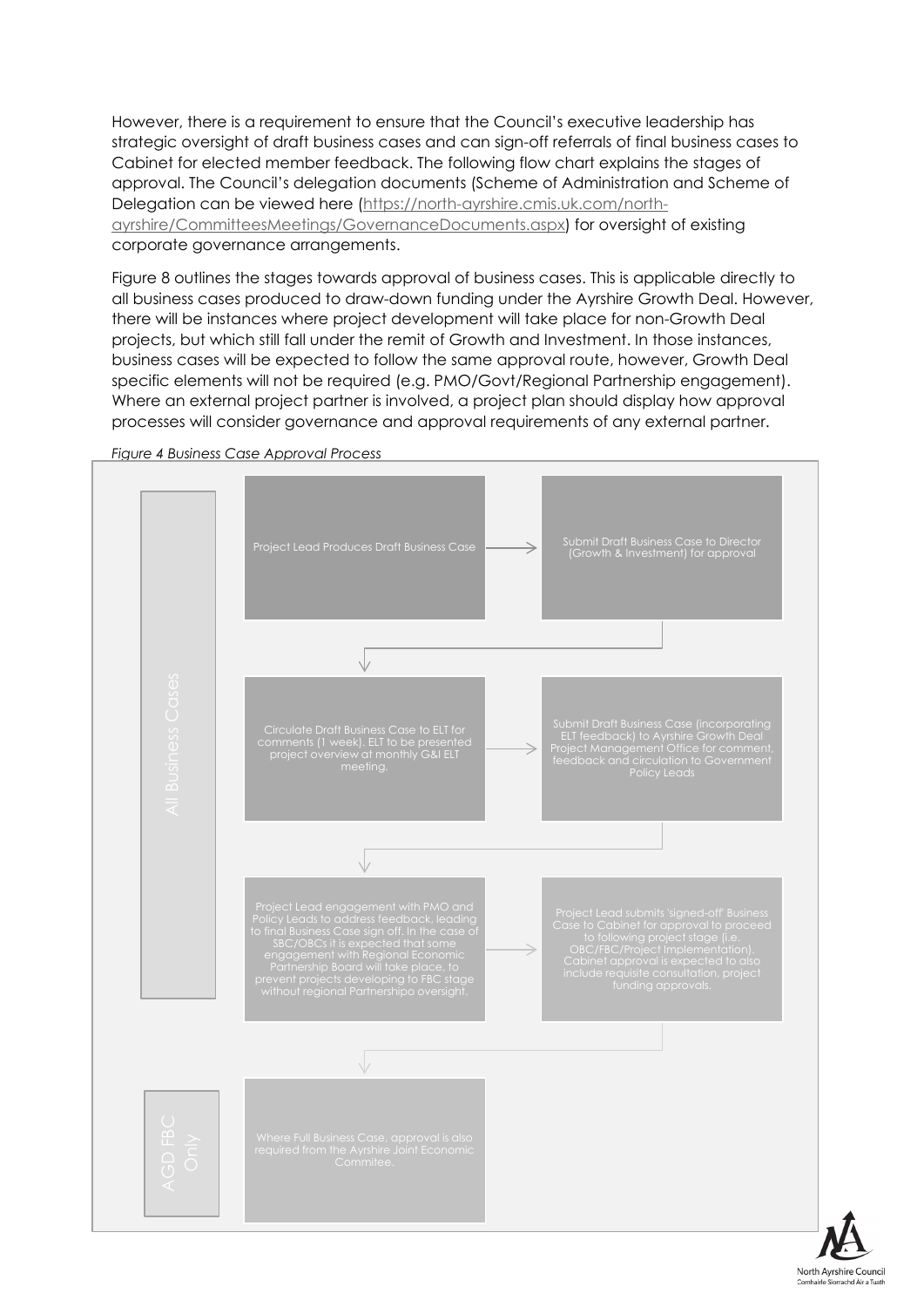However, there is a requirement to ensure that the Council's executive leadership has strategic oversight of draft business cases and can sign-off referrals of final business cases to Cabinet for elected member feedback. The following flow chart explains the stages of approval. The Council's delegation documents (Scheme of Administration and Scheme of Delegation can be viewed here (https://north-ayrshire.cmis.uk.com/north-ayrshire/CommitteesMeetings/GovernanceDocuments.aspx) for oversight of existing corporate governance arrangements.

Figure 8 outlines the stages towards approval of business cases. This is applicable directly to all business cases produced to draw-down funding under the Ayrshire Growth Deal. However, there will be instances where project development will take place for non-Growth Deal projects, but which still fall under the remit of Growth and Investment. In those instances, business cases will be expected to follow the same approval route, however, Growth Deal specific elements will not be required (e.g. PMO/Govt/Regional Partnership engagement). Where an external project partner is involved, a project plan should display how approval processes will consider governance and approval requirements of any external partner.

*Figure 4 Business Case Approval Process*

**All Business Cases**

1. Project Lead Produces Draft Business Case
2. Submit Draft Business Case to Director (Growth & Investment) for approval
3. Circulate Draft Business Case to ELT for comments (1 week). ELT to be presented project overview at monthly G&I ELT meeting.
4. Submit Draft Business Case (incorporating ELT feedback) to Ayrshire Growth Deal Project Management Office for comment, feedback and circulation to Government Policy Leads
5. Project Lead engagement with PMO and Policy Leads to address feedback, leading to final Business Case sign off. In the case of SBC/OBCs it is expected that some engagement with Regional Economic Partnership Board will take place, to prevent projects developing to FBC stage without regional Partnershipo oversight.
6. Project Lead submits 'signed-off' Business Case to Cabinet for approval to proceed to following project stage (i.e. OBC/FBC/Project Implementation). Cabinet approval is expected to also include requisite consultation, project funding approvals.

**AGD FBC Only**

7. Where Full Business Case, approval is also required from the Ayrshire Joint Economic Commitee.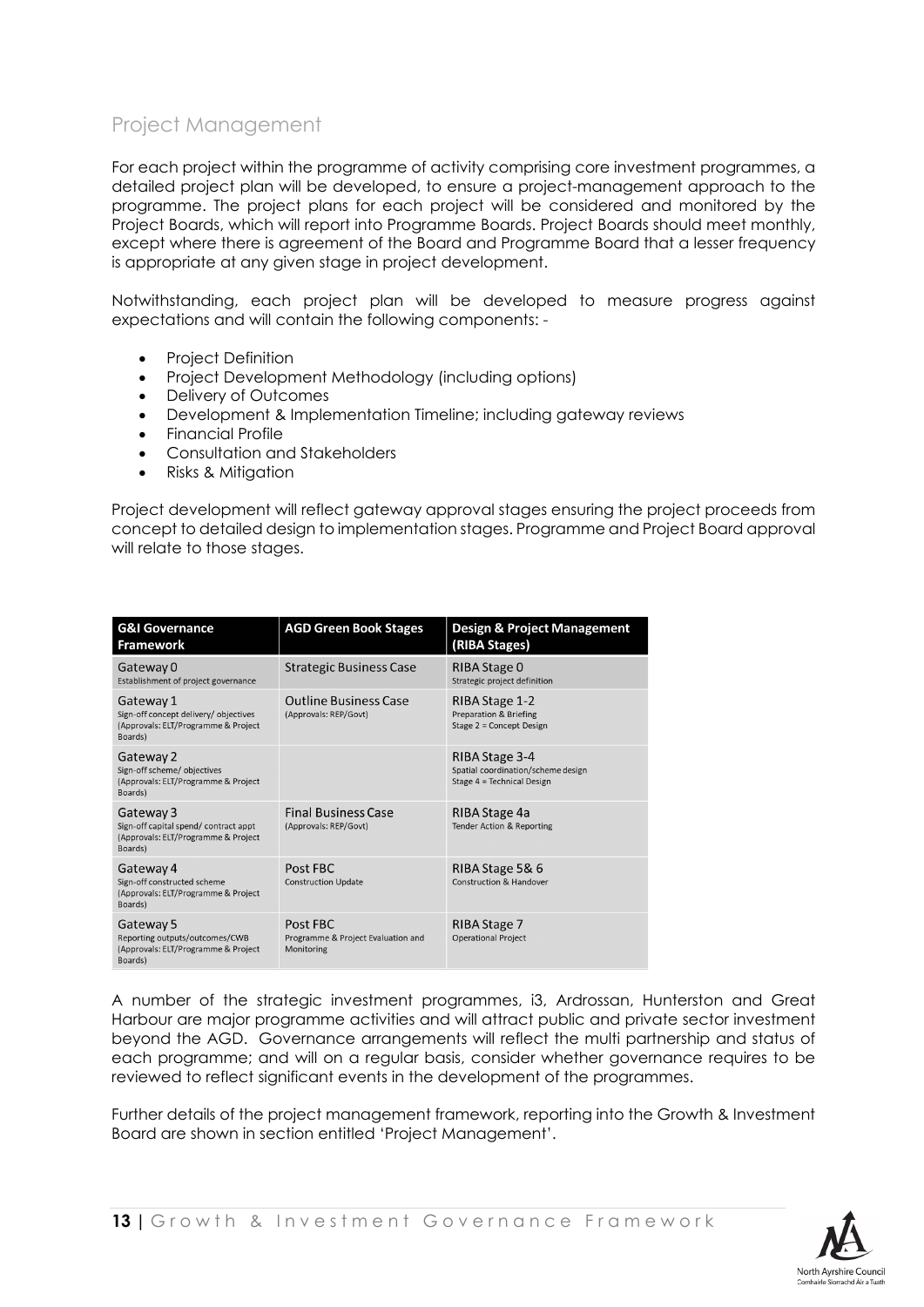## Project Management

For each project within the programme of activity comprising core investment programmes, a detailed project plan will be developed, to ensure a project-management approach to the programme. The project plans for each project will be considered and monitored by the Project Boards, which will report into Programme Boards. Project Boards should meet monthly, except where there is agreement of the Board and Programme Board that a lesser frequency is appropriate at any given stage in project development.

Notwithstanding, each project plan will be developed to measure progress against expectations and will contain the following components: -

- Project Definition
- Project Development Methodology (including options)
- Delivery of Outcomes
- Development & Implementation Timeline; including gateway reviews
- Financial Profile
- Consultation and Stakeholders
- Risks & Mitigation

Project development will reflect gateway approval stages ensuring the project proceeds from concept to detailed design to implementation stages. Programme and Project Board approval will relate to those stages.

| G&I Governance Framework | AGD Green Book Stages | Design & Project Management (RIBA Stages) |
|---|---|---|
| Gateway 0<br>Establishment of project governance | Strategic Business Case | RIBA Stage 0<br>Strategic project definition |
| Gateway 1<br>Sign-off concept delivery/ objectives<br>(Approvals: ELT/Programme & Project Boards) | Outline Business Case<br>(Approvals: REP/Govt) | RIBA Stage 1-2<br>Preparation & Briefing<br>Stage 2 = Concept Design |
| Gateway 2<br>Sign-off scheme/ objectives<br>(Approvals: ELT/Programme & Project Boards) | | RIBA Stage 3-4<br>Spatial coordination/scheme design<br>Stage 4 = Technical Design |
| Gateway 3<br>Sign-off capital spend/ contract appt<br>(Approvals: ELT/Programme & Project Boards) | Final Business Case<br>(Approvals: REP/Govt) | RIBA Stage 4a<br>Tender Action & Reporting |
| Gateway 4<br>Sign-off constructed scheme<br>(Approvals: ELT/Programme & Project Boards) | Post FBC<br>Construction Update | RIBA Stage 5& 6<br>Construction & Handover |
| Gateway 5<br>Reporting outputs/outcomes/CWB<br>(Approvals: ELT/Programme & Project Boards) | Post FBC<br>Programme & Project Evaluation and Monitoring | RIBA Stage 7<br>Operational Project |

A number of the strategic investment programmes, i3, Ardrossan, Hunterston and Great Harbour are major programme activities and will attract public and private sector investment beyond the AGD. Governance arrangements will reflect the multi partnership and status of each programme; and will on a regular basis, consider whether governance requires to be reviewed to reflect significant events in the development of the programmes.

Further details of the project management framework, reporting into the Growth & Investment Board are shown in section entitled 'Project Management'.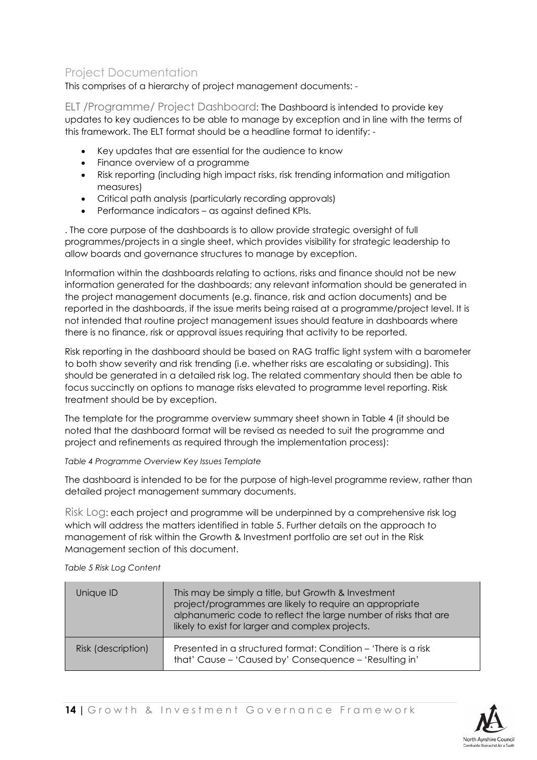## Project Documentation

This comprises of a hierarchy of project management documents: -

ELT /Programme/ Project Dashboard: The Dashboard is intended to provide key updates to key audiences to be able to manage by exception and in line with the terms of this framework. The ELT format should be a headline format to identify: -

- Key updates that are essential for the audience to know
- Finance overview of a programme
- Risk reporting (including high impact risks, risk trending information and mitigation measures)
- Critical path analysis (particularly recording approvals)
- Performance indicators – as against defined KPIs.

. The core purpose of the dashboards is to allow provide strategic oversight of full programmes/projects in a single sheet, which provides visibility for strategic leadership to allow boards and governance structures to manage by exception.

Information within the dashboards relating to actions, risks and finance should not be new information generated for the dashboards; any relevant information should be generated in the project management documents (e.g. finance, risk and action documents) and be reported in the dashboards, if the issue merits being raised at a programme/project level. It is not intended that routine project management issues should feature in dashboards where there is no finance, risk or approval issues requiring that activity to be reported.

Risk reporting in the dashboard should be based on RAG traffic light system with a barometer to both show severity and risk trending (i.e. whether risks are escalating or subsiding). This should be generated in a detailed risk log. The related commentary should then be able to focus succinctly on options to manage risks elevated to programme level reporting. Risk treatment should be by exception.

The template for the programme overview summary sheet shown in Table 4 (it should be noted that the dashboard format will be revised as needed to suit the programme and project and refinements as required through the implementation process):

*Table 4 Programme Overview Key Issues Template*

The dashboard is intended to be for the purpose of high-level programme review, rather than detailed project management summary documents.

Risk Log: each project and programme will be underpinned by a comprehensive risk log which will address the matters identified in table 5. Further details on the approach to management of risk within the Growth & Investment portfolio are set out in the Risk Management section of this document.

*Table 5 Risk Log Content*

| | |
|---|---|
| Unique ID | This may be simply a title, but Growth & Investment project/programmes are likely to require an appropriate alphanumeric code to reflect the large number of risks that are likely to exist for larger and complex projects. |
| Risk (description) | Presented in a structured format: Condition – 'There is a risk that' Cause – 'Caused by' Consequence – 'Resulting in' |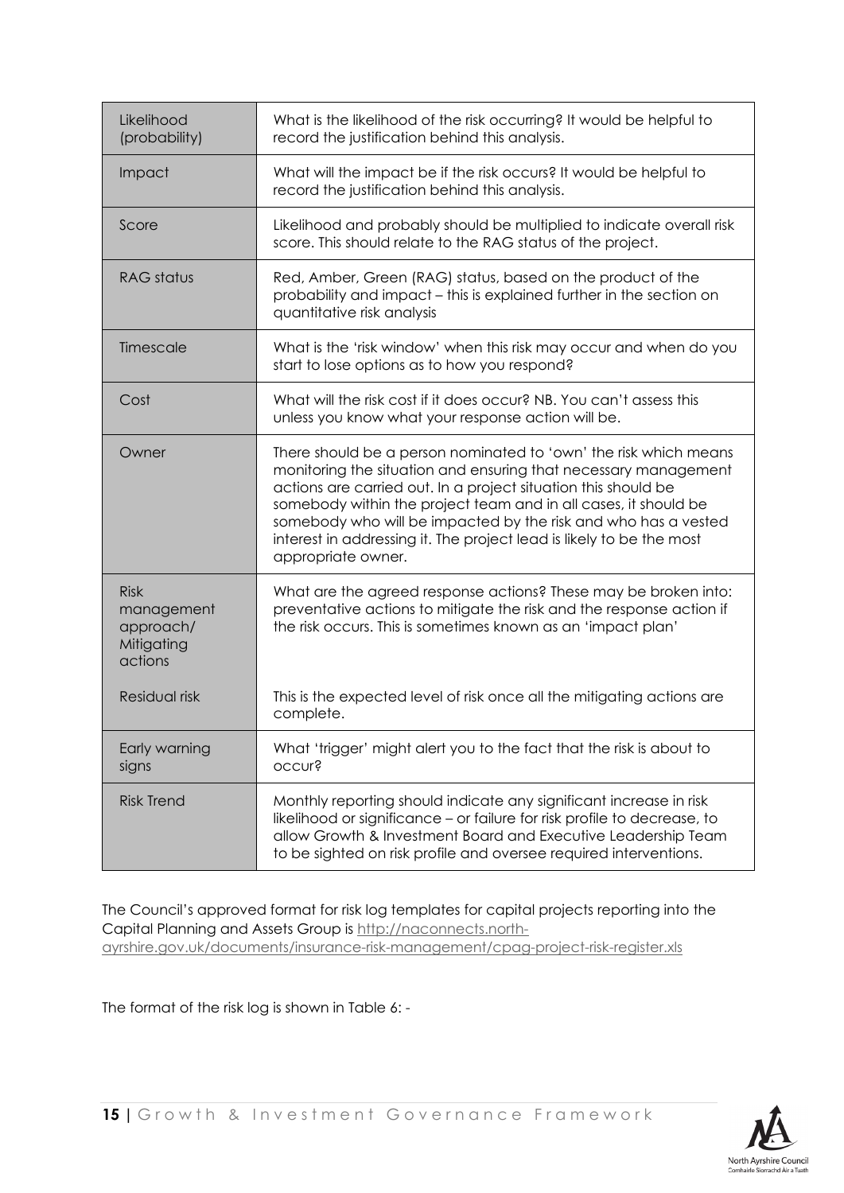| | |
|---|---|
| Likelihood (probability) | What is the likelihood of the risk occurring? It would be helpful to record the justification behind this analysis. |
| Impact | What will the impact be if the risk occurs? It would be helpful to record the justification behind this analysis. |
| Score | Likelihood and probably should be multiplied to indicate overall risk score. This should relate to the RAG status of the project. |
| RAG status | Red, Amber, Green (RAG) status, based on the product of the probability and impact – this is explained further in the section on quantitative risk analysis |
| Timescale | What is the 'risk window' when this risk may occur and when do you start to lose options as to how you respond? |
| Cost | What will the risk cost if it does occur? NB. You can't assess this unless you know what your response action will be. |
| Owner | There should be a person nominated to 'own' the risk which means monitoring the situation and ensuring that necessary management actions are carried out. In a project situation this should be somebody within the project team and in all cases, it should be somebody who will be impacted by the risk and who has a vested interest in addressing it. The project lead is likely to be the most appropriate owner. |
| Risk management approach/ Mitigating actions | What are the agreed response actions? These may be broken into: preventative actions to mitigate the risk and the response action if the risk occurs. This is sometimes known as an 'impact plan' |
| Residual risk | This is the expected level of risk once all the mitigating actions are complete. |
| Early warning signs | What 'trigger' might alert you to the fact that the risk is about to occur? |
| Risk Trend | Monthly reporting should indicate any significant increase in risk likelihood or significance – or failure for risk profile to decrease, to allow Growth & Investment Board and Executive Leadership Team to be sighted on risk profile and oversee required interventions. |

The Council's approved format for risk log templates for capital projects reporting into the Capital Planning and Assets Group is http://naconnects.north-ayrshire.gov.uk/documents/insurance-risk-management/cpag-project-risk-register.xls

The format of the risk log is shown in Table 6: -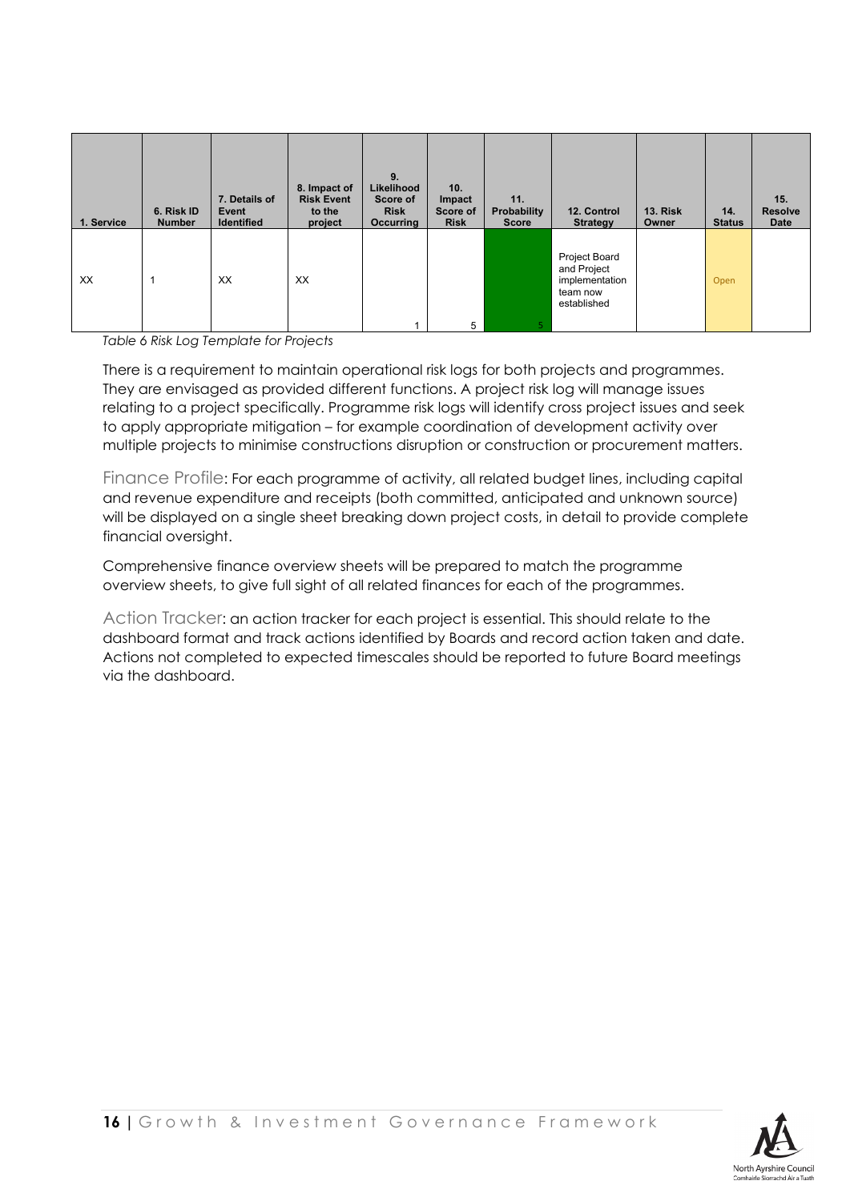| 1. Service | 6. Risk ID Number | 7. Details of Event Identified | 8. Impact of Risk Event to the project | 9. Likelihood Score of Risk Occurring | 10. Impact Score of Risk | 11. Probability Score | 12. Control Strategy | 13. Risk Owner | 14. Status | 15. Resolve Date |
|---|---|---|---|---|---|---|---|---|---|---|
| XX | 1 | XX | XX | 1 | 5 | 5 | Project Board and Project implementation team now established | | Open | |

*Table 6 Risk Log Template for Projects*

There is a requirement to maintain operational risk logs for both projects and programmes. They are envisaged as provided different functions. A project risk log will manage issues relating to a project specifically. Programme risk logs will identify cross project issues and seek to apply appropriate mitigation – for example coordination of development activity over multiple projects to minimise constructions disruption or construction or procurement matters.

Finance Profile: For each programme of activity, all related budget lines, including capital and revenue expenditure and receipts (both committed, anticipated and unknown source) will be displayed on a single sheet breaking down project costs, in detail to provide complete financial oversight.

Comprehensive finance overview sheets will be prepared to match the programme overview sheets, to give full sight of all related finances for each of the programmes.

Action Tracker: an action tracker for each project is essential. This should relate to the dashboard format and track actions identified by Boards and record action taken and date. Actions not completed to expected timescales should be reported to future Board meetings via the dashboard.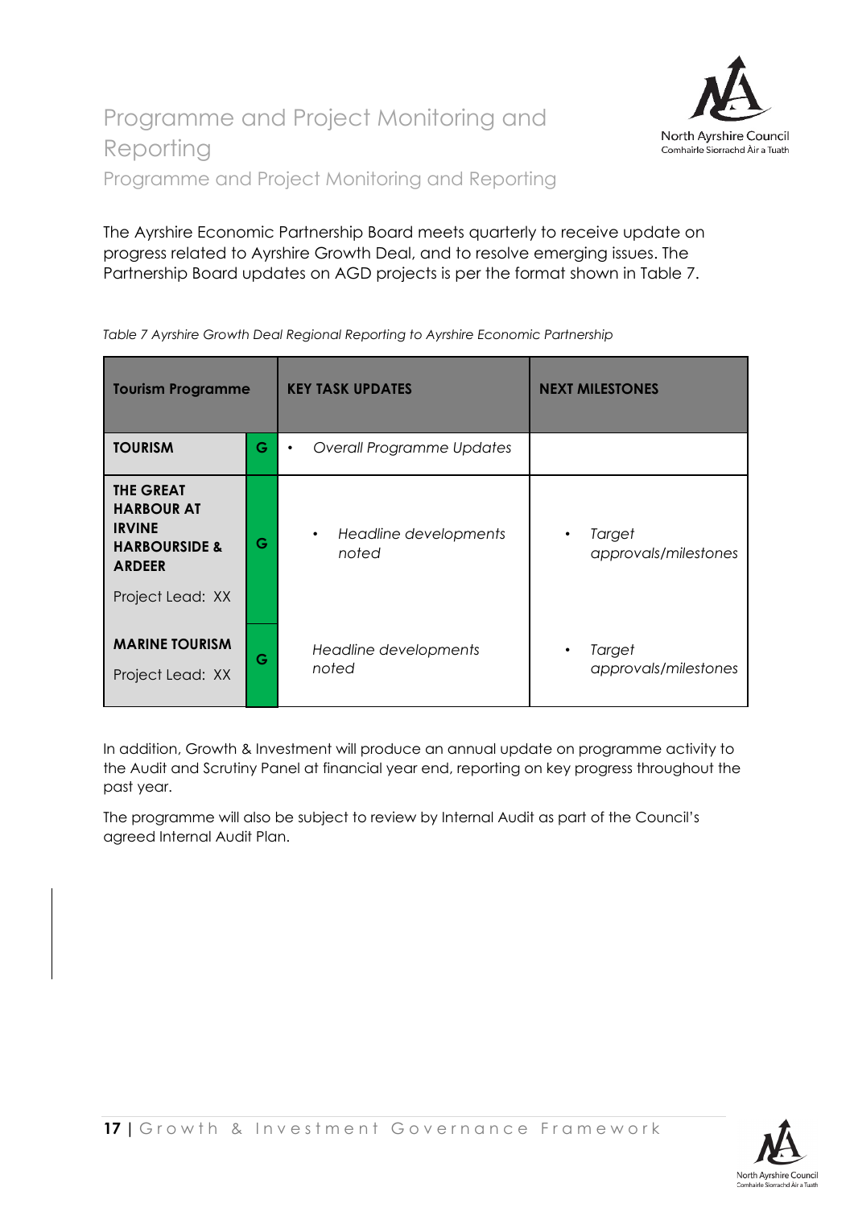# Programme and Project Monitoring and Reporting

## Programme and Project Monitoring and Reporting

The Ayrshire Economic Partnership Board meets quarterly to receive update on progress related to Ayrshire Growth Deal, and to resolve emerging issues. The Partnership Board updates on AGD projects is per the format shown in Table 7.

*Table 7 Ayrshire Growth Deal Regional Reporting to Ayrshire Economic Partnership*

| **Tourism Programme** | | **KEY TASK UPDATES** | **NEXT MILESTONES** |
|---|---|---|---|
| **TOURISM** | G | • *Overall Programme Updates* | |
| **THE GREAT HARBOUR AT IRVINE HARBOURSIDE & ARDEER**<br>Project Lead: XX | G | • *Headline developments noted* | • *Target approvals/milestones* |
| **MARINE TOURISM**<br>Project Lead: XX | G | *Headline developments noted* | • *Target approvals/milestones* |

In addition, Growth & Investment will produce an annual update on programme activity to the Audit and Scrutiny Panel at financial year end, reporting on key progress throughout the past year.

The programme will also be subject to review by Internal Audit as part of the Council's agreed Internal Audit Plan.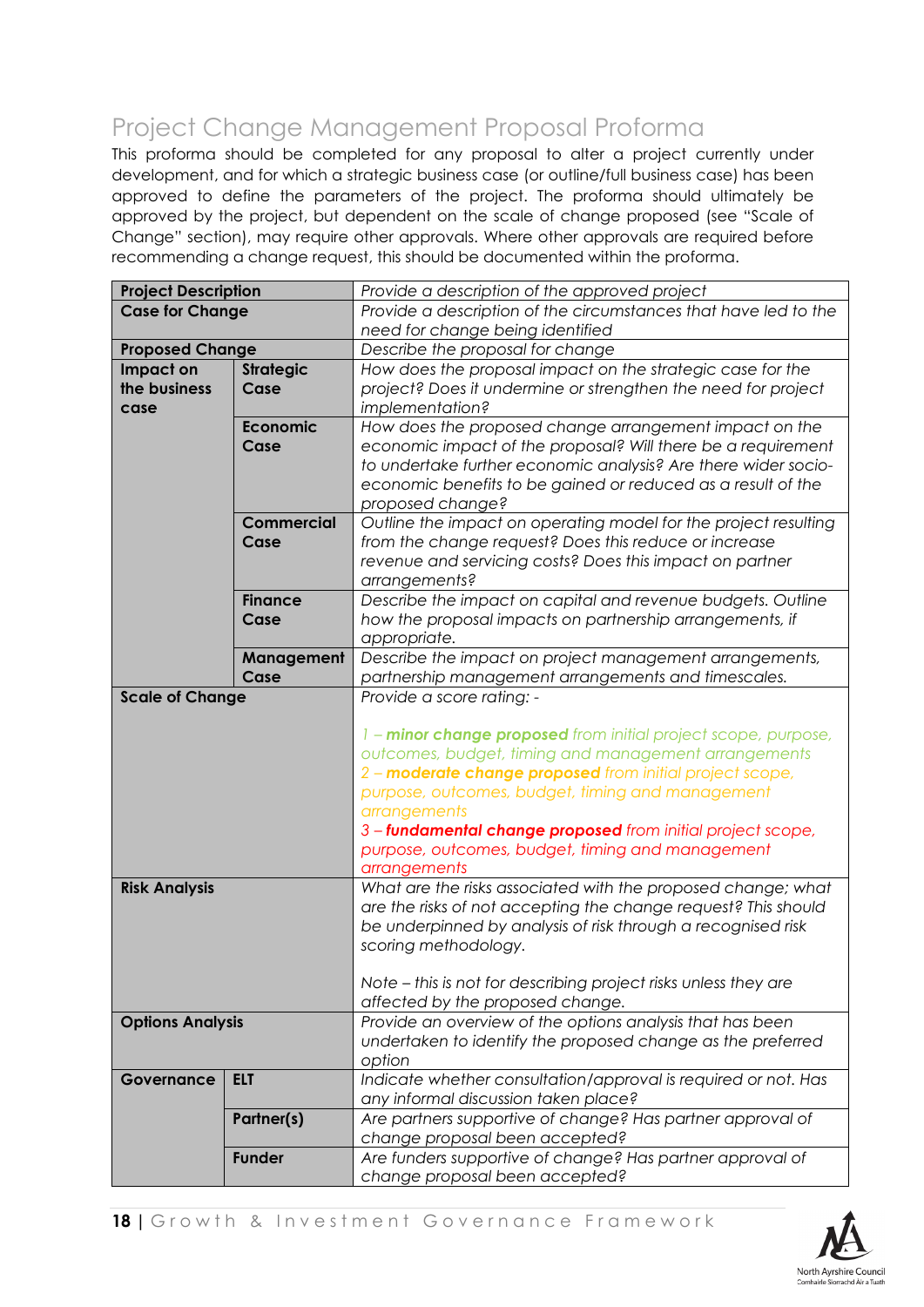# Project Change Management Proposal Proforma

This proforma should be completed for any proposal to alter a project currently under development, and for which a strategic business case (or outline/full business case) has been approved to define the parameters of the project. The proforma should ultimately be approved by the project, but dependent on the scale of change proposed (see "Scale of Change" section), may require other approvals. Where other approvals are required before recommending a change request, this should be documented within the proforma.

| | | |
|---|---|---|
| **Project Description** | | *Provide a description of the approved project* |
| **Case for Change** | | *Provide a description of the circumstances that have led to the need for change being identified* |
| **Proposed Change** | | *Describe the proposal for change* |
| **Impact on the business case** | **Strategic Case** | *How does the proposal impact on the strategic case for the project? Does it undermine or strengthen the need for project implementation?* |
| | **Economic Case** | *How does the proposed change arrangement impact on the economic impact of the proposal? Will there be a requirement to undertake further economic analysis? Are there wider socio-economic benefits to be gained or reduced as a result of the proposed change?* |
| | **Commercial Case** | *Outline the impact on operating model for the project resulting from the change request? Does this reduce or increase revenue and servicing costs? Does this impact on partner arrangements?* |
| | **Finance Case** | *Describe the impact on capital and revenue budgets. Outline how the proposal impacts on partnership arrangements, if appropriate.* |
| | **Management Case** | *Describe the impact on project management arrangements, partnership management arrangements and timescales.* |
| **Scale of Change** | | *Provide a score rating: -*<br><br>*1 – **minor change proposed** from initial project scope, purpose, outcomes, budget, timing and management arrangements*<br>*2 – **moderate change proposed** from initial project scope, purpose, outcomes, budget, timing and management arrangements*<br>*3 – **fundamental change proposed** from initial project scope, purpose, outcomes, budget, timing and management arrangements* |
| **Risk Analysis** | | *What are the risks associated with the proposed change; what are the risks of not accepting the change request? This should be underpinned by analysis of risk through a recognised risk scoring methodology.*<br><br>*Note – this is not for describing project risks unless they are affected by the proposed change.* |
| **Options Analysis** | | *Provide an overview of the options analysis that has been undertaken to identify the proposed change as the preferred option* |
| **Governance** | **ELT** | *Indicate whether consultation/approval is required or not. Has any informal discussion taken place?* |
| | **Partner(s)** | *Are partners supportive of change? Has partner approval of change proposal been accepted?* |
| | **Funder** | *Are funders supportive of change? Has partner approval of change proposal been accepted?* |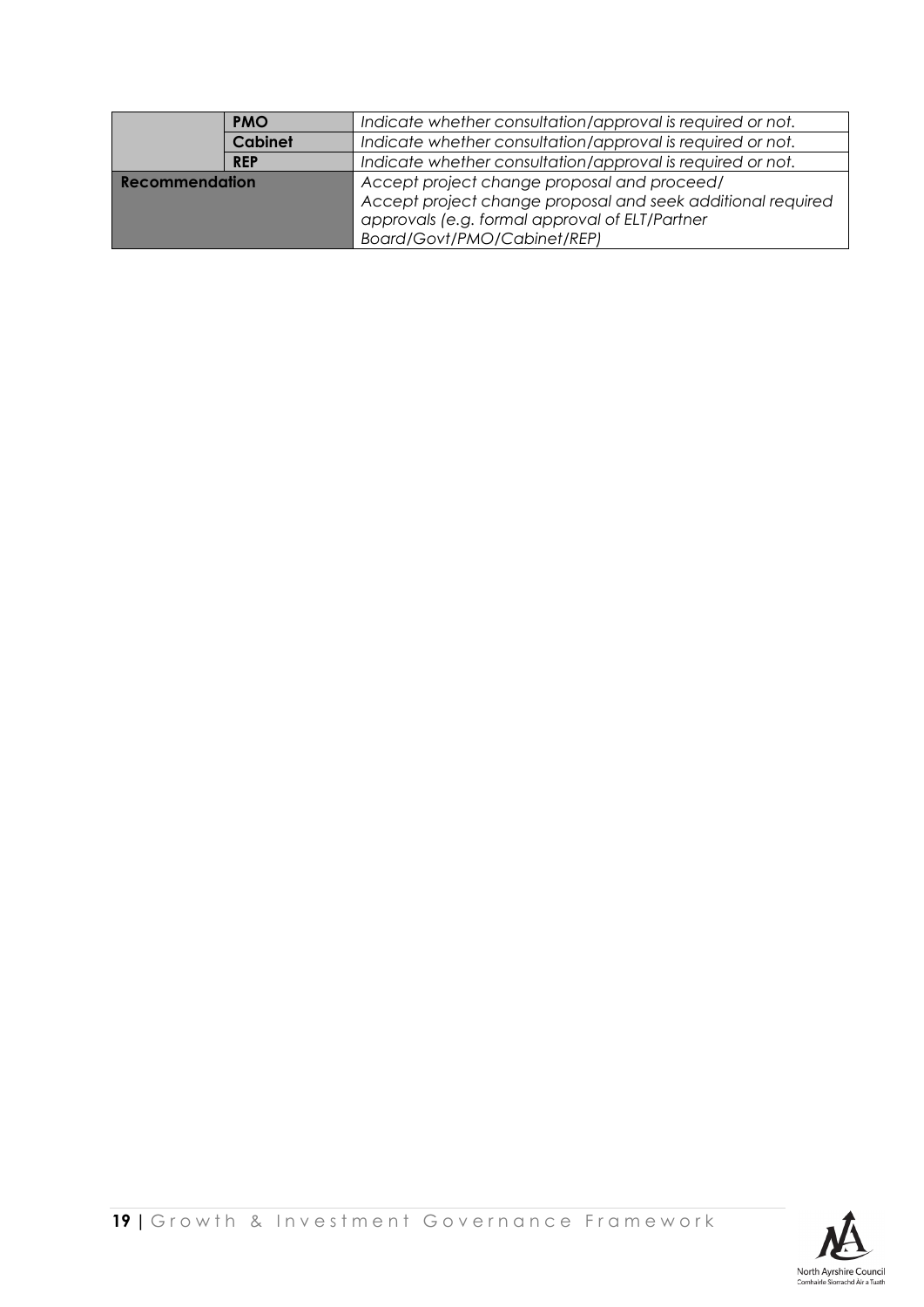| | | |
|---|---|---|
| | **PMO** | *Indicate whether consultation/approval is required or not.* |
| | **Cabinet** | *Indicate whether consultation/approval is required or not.* |
| | **REP** | *Indicate whether consultation/approval is required or not.* |
| **Recommendation** | | *Accept project change proposal and proceed/ Accept project change proposal and seek additional required approvals (e.g. formal approval of ELT/Partner Board/Govt/PMO/Cabinet/REP)* |